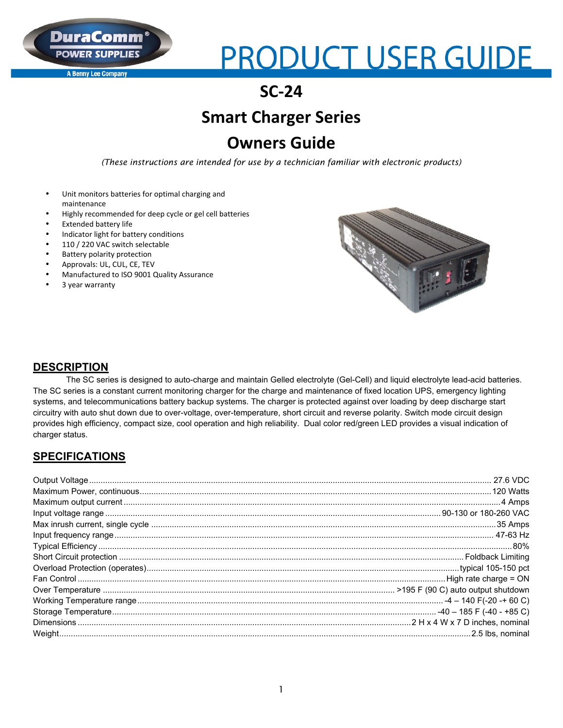# PRODUCT USER GUIDE

## SC-24

## Smart Charger Series

## Owners Guide

*(These instructions are intended for use by a technician familiar with electronic products)*

- Unit monitors batteries for optimal charging and maintenance
- Highly recommended for deep cycle or gel cell batteries
- Extended battery life
- Indicator light for battery conditions
- 110 / 220 VAC switch selectable
- Battery polarity protection
- Approvals: UL, CUL, CE, TEV
- Manufactured to ISO 9001 Quality Assurance
- 3 year warranty

## DESCRIPTION

The SC series is designed to auto-charge and maintain Gelled electrolyte (Gel-Cell) and liquid electrolyte lead-acid batteries. The SC series is a constant current monitoring charger for the charge and maintenance of fixed location UPS, emergency lighting systems, and telecommunications battery backup systems. The charger is protected against over loading by deep discharge start circuitry with auto shut down due to over-voltage, over-temperature, short circuit and reverse polarity. Switch mode circuit design provides high efficiency, compact size, cool operation and high reliability. Dual color red/green LED provides a visual indication of charger status.

## SPECIFICATIONS

| Specification | Value |
|---|---|
| Output Voltage | 27.6 VDC |
| Maximum Power, continuous | 120 Watts |
| Maximum output current | 4 Amps |
| Input voltage range | 90-130 or 180-260 VAC |
| Max inrush current, single cycle | 35 Amps |
| Input frequency range | 47-63 Hz |
| Typical Efficiency | 80% |
| Short Circuit protection | Foldback Limiting |
| Overload Protection (operates) | typical 105-150 pct |
| Fan Control | High rate charge = ON |
| Over Temperature | >195 F (90 C) auto output shutdown |
| Working Temperature range | -4 – 140 F(-20 -+ 60 C) |
| Storage Temperature | -40 – 185 F (-40 - +85 C) |
| Dimensions | 2 H x 4 W x 7 D inches, nominal |
| Weight | 2.5 lbs, nominal |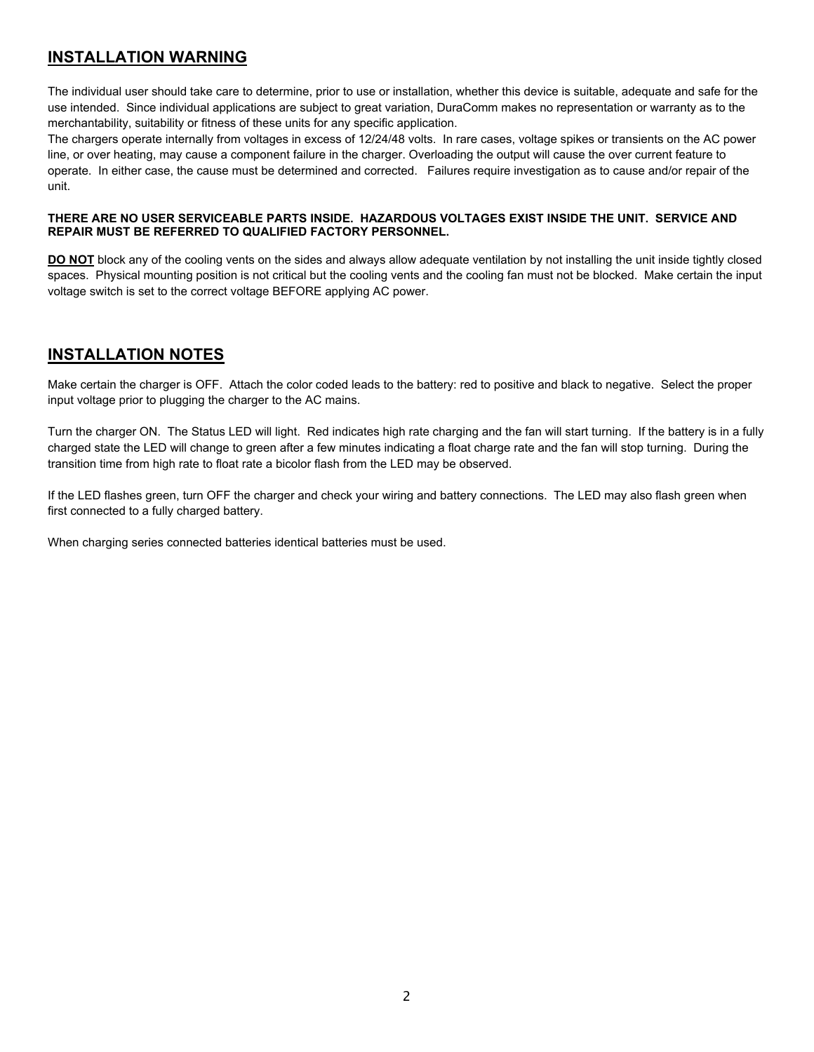## INSTALLATION WARNING

The individual user should take care to determine, prior to use or installation, whether this device is suitable, adequate and safe for the use intended. Since individual applications are subject to great variation, DuraComm makes no representation or warranty as to the merchantability, suitability or fitness of these units for any specific application.
The chargers operate internally from voltages in excess of 12/24/48 volts. In rare cases, voltage spikes or transients on the AC power line, or over heating, may cause a component failure in the charger. Overloading the output will cause the over current feature to operate. In either case, the cause must be determined and corrected. Failures require investigation as to cause and/or repair of the unit.

**THERE ARE NO USER SERVICEABLE PARTS INSIDE. HAZARDOUS VOLTAGES EXIST INSIDE THE UNIT. SERVICE AND REPAIR MUST BE REFERRED TO QUALIFIED FACTORY PERSONNEL.**

**DO NOT** block any of the cooling vents on the sides and always allow adequate ventilation by not installing the unit inside tightly closed spaces. Physical mounting position is not critical but the cooling vents and the cooling fan must not be blocked. Make certain the input voltage switch is set to the correct voltage BEFORE applying AC power.

## INSTALLATION NOTES

Make certain the charger is OFF. Attach the color coded leads to the battery: red to positive and black to negative. Select the proper input voltage prior to plugging the charger to the AC mains.

Turn the charger ON. The Status LED will light. Red indicates high rate charging and the fan will start turning. If the battery is in a fully charged state the LED will change to green after a few minutes indicating a float charge rate and the fan will stop turning. During the transition time from high rate to float rate a bicolor flash from the LED may be observed.

If the LED flashes green, turn OFF the charger and check your wiring and battery connections. The LED may also flash green when first connected to a fully charged battery.

When charging series connected batteries identical batteries must be used.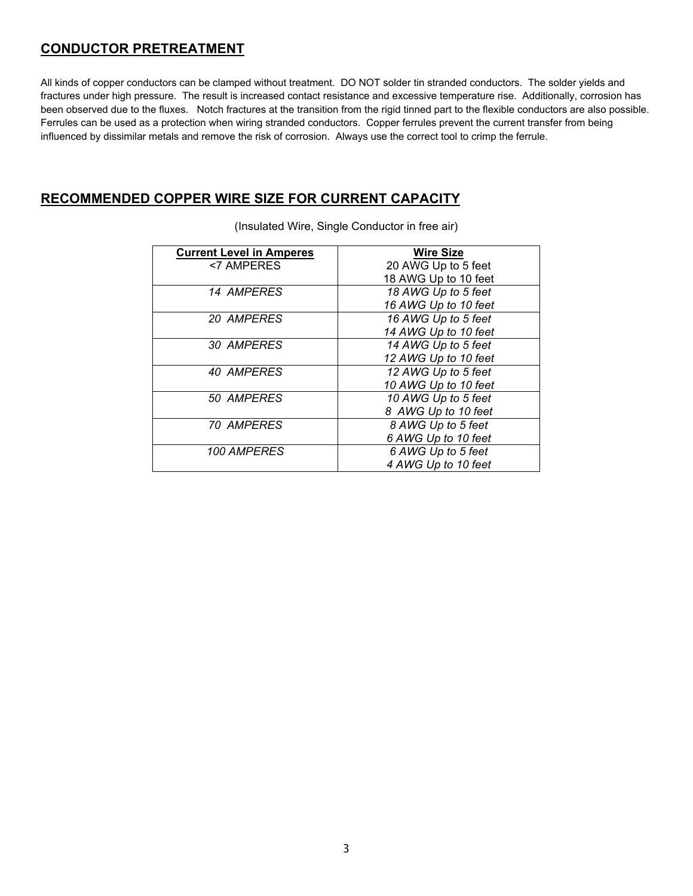## CONDUCTOR PRETREATMENT

All kinds of copper conductors can be clamped without treatment. DO NOT solder tin stranded conductors. The solder yields and fractures under high pressure. The result is increased contact resistance and excessive temperature rise. Additionally, corrosion has been observed due to the fluxes. Notch fractures at the transition from the rigid tinned part to the flexible conductors are also possible. Ferrules can be used as a protection when wiring stranded conductors. Copper ferrules prevent the current transfer from being influenced by dissimilar metals and remove the risk of corrosion. Always use the correct tool to crimp the ferrule.

## RECOMMENDED COPPER WIRE SIZE FOR CURRENT CAPACITY

(Insulated Wire, Single Conductor in free air)

| Current Level in Amperes | Wire Size |
|---|---|
| <7 AMPERES | 20 AWG Up to 5 feet<br>18 AWG Up to 10 feet |
| *14 AMPERES* | *18 AWG Up to 5 feet*<br>*16 AWG Up to 10 feet* |
| *20 AMPERES* | *16 AWG Up to 5 feet*<br>*14 AWG Up to 10 feet* |
| *30 AMPERES* | *14 AWG Up to 5 feet*<br>*12 AWG Up to 10 feet* |
| *40 AMPERES* | *12 AWG Up to 5 feet*<br>*10 AWG Up to 10 feet* |
| *50 AMPERES* | *10 AWG Up to 5 feet*<br>*8 AWG Up to 10 feet* |
| *70 AMPERES* | *8 AWG Up to 5 feet*<br>*6 AWG Up to 10 feet* |
| *100 AMPERES* | *6 AWG Up to 5 feet*<br>*4 AWG Up to 10 feet* |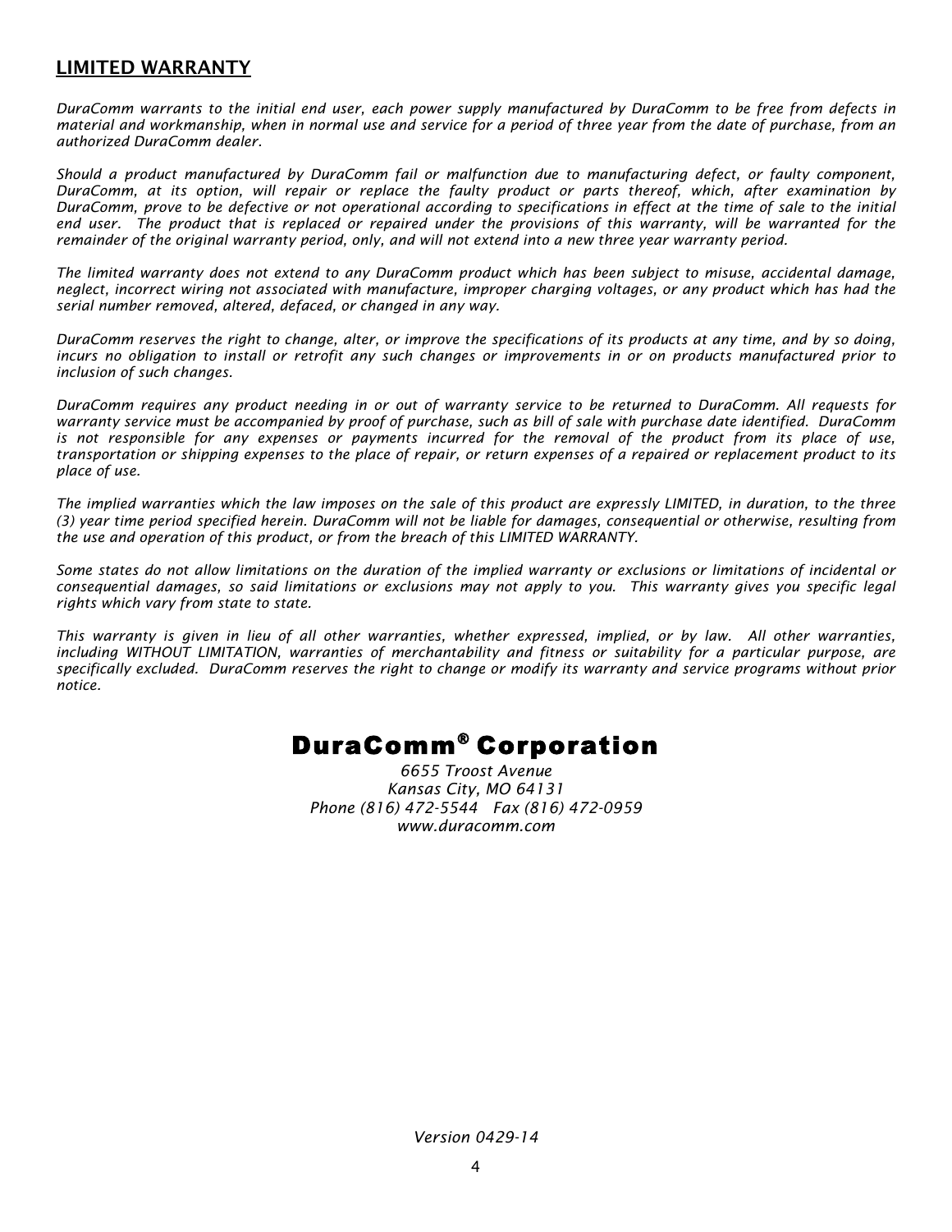## LIMITED WARRANTY

*DuraComm warrants to the initial end user, each power supply manufactured by DuraComm to be free from defects in material and workmanship, when in normal use and service for a period of three year from the date of purchase, from an authorized DuraComm dealer.*

*Should a product manufactured by DuraComm fail or malfunction due to manufacturing defect, or faulty component, DuraComm, at its option, will repair or replace the faulty product or parts thereof, which, after examination by DuraComm, prove to be defective or not operational according to specifications in effect at the time of sale to the initial end user. The product that is replaced or repaired under the provisions of this warranty, will be warranted for the remainder of the original warranty period, only, and will not extend into a new three year warranty period.*

*The limited warranty does not extend to any DuraComm product which has been subject to misuse, accidental damage, neglect, incorrect wiring not associated with manufacture, improper charging voltages, or any product which has had the serial number removed, altered, defaced, or changed in any way.*

*DuraComm reserves the right to change, alter, or improve the specifications of its products at any time, and by so doing, incurs no obligation to install or retrofit any such changes or improvements in or on products manufactured prior to inclusion of such changes.*

*DuraComm requires any product needing in or out of warranty service to be returned to DuraComm. All requests for warranty service must be accompanied by proof of purchase, such as bill of sale with purchase date identified. DuraComm is not responsible for any expenses or payments incurred for the removal of the product from its place of use, transportation or shipping expenses to the place of repair, or return expenses of a repaired or replacement product to its place of use.*

*The implied warranties which the law imposes on the sale of this product are expressly LIMITED, in duration, to the three (3) year time period specified herein. DuraComm will not be liable for damages, consequential or otherwise, resulting from the use and operation of this product, or from the breach of this LIMITED WARRANTY.*

*Some states do not allow limitations on the duration of the implied warranty or exclusions or limitations of incidental or consequential damages, so said limitations or exclusions may not apply to you. This warranty gives you specific legal rights which vary from state to state.*

*This warranty is given in lieu of all other warranties, whether expressed, implied, or by law. All other warranties, including WITHOUT LIMITATION, warranties of merchantability and fitness or suitability for a particular purpose, are specifically excluded. DuraComm reserves the right to change or modify its warranty and service programs without prior notice.*

**DuraComm® Corporation**

*6655 Troost Avenue*
*Kansas City, MO 64131*
*Phone (816) 472-5544 Fax (816) 472-0959*
*www.duracomm.com*

*Version 0429-14*